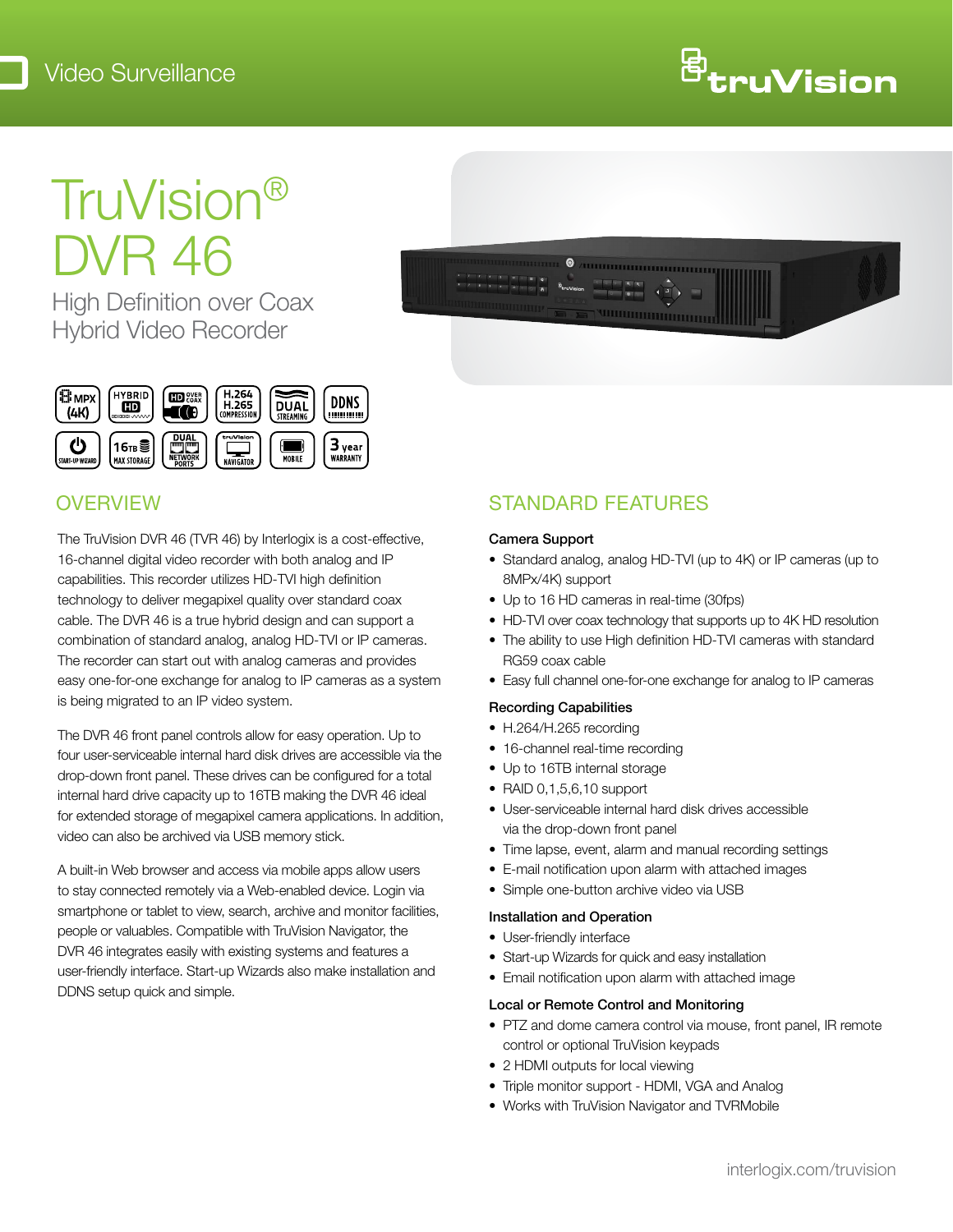Video Surveillance

# TruVision® DVR 46

High Definition over Coax Hybrid Video Recorder

## OVERVIEW

The TruVision DVR 46 (TVR 46) by Interlogix is a cost-effective, 16-channel digital video recorder with both analog and IP capabilities. This recorder utilizes HD-TVI high definition technology to deliver megapixel quality over standard coax cable. The DVR 46 is a true hybrid design and can support a combination of standard analog, analog HD-TVI or IP cameras. The recorder can start out with analog cameras and provides easy one-for-one exchange for analog to IP cameras as a system is being migrated to an IP video system.

The DVR 46 front panel controls allow for easy operation. Up to four user-serviceable internal hard disk drives are accessible via the drop-down front panel. These drives can be configured for a total internal hard drive capacity up to 16TB making the DVR 46 ideal for extended storage of megapixel camera applications. In addition, video can also be archived via USB memory stick.

A built-in Web browser and access via mobile apps allow users to stay connected remotely via a Web-enabled device. Login via smartphone or tablet to view, search, archive and monitor facilities, people or valuables. Compatible with TruVision Navigator, the DVR 46 integrates easily with existing systems and features a user-friendly interface. Start-up Wizards also make installation and DDNS setup quick and simple.

## STANDARD FEATURES

### Camera Support

- Standard analog, analog HD-TVI (up to 4K) or IP cameras (up to 8MPx/4K) support
- Up to 16 HD cameras in real-time (30fps)
- HD-TVI over coax technology that supports up to 4K HD resolution
- The ability to use High definition HD-TVI cameras with standard RG59 coax cable
- Easy full channel one-for-one exchange for analog to IP cameras

### Recording Capabilities

- H.264/H.265 recording
- 16-channel real-time recording
- Up to 16TB internal storage
- RAID 0,1,5,6,10 support
- User-serviceable internal hard disk drives accessible via the drop-down front panel
- Time lapse, event, alarm and manual recording settings
- E-mail notification upon alarm with attached images
- Simple one-button archive video via USB

### Installation and Operation

- User-friendly interface
- Start-up Wizards for quick and easy installation
- Email notification upon alarm with attached image

### Local or Remote Control and Monitoring

- PTZ and dome camera control via mouse, front panel, IR remote control or optional TruVision keypads
- 2 HDMI outputs for local viewing
- Triple monitor support - HDMI, VGA and Analog
- Works with TruVision Navigator and TVRMobile

interlogix.com/truvision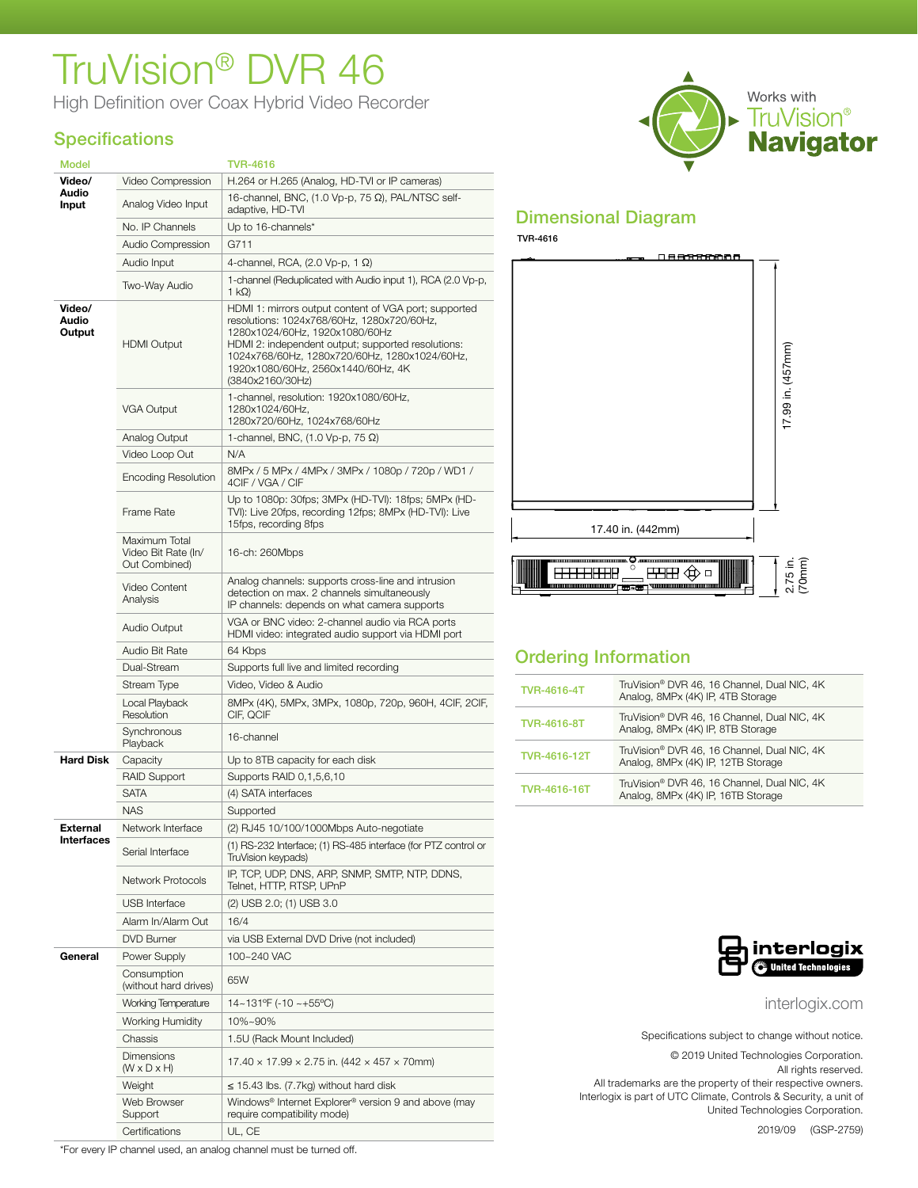# TruVision® DVR 46

High Definition over Coax Hybrid Video Recorder

Works with TruVision® Navigator

## Specifications

| Model | | TVR-4616 |
|---|---|---|
| Video/ Audio Input | Video Compression | H.264 or H.265 (Analog, HD-TVI or IP cameras) |
| | Analog Video Input | 16-channel, BNC, (1.0 Vp-p, 75 Ω), PAL/NTSC self-adaptive, HD-TVI |
| | No. IP Channels | Up to 16-channels* |
| | Audio Compression | G711 |
| | Audio Input | 4-channel, RCA, (2.0 Vp-p, 1 Ω) |
| | Two-Way Audio | 1-channel (Reduplicated with Audio input 1), RCA (2.0 Vp-p, 1 kΩ) |
| Video/ Audio Output | HDMI Output | HDMI 1: mirrors output content of VGA port; supported resolutions: 1024x768/60Hz, 1280x720/60Hz, 1280x1024/60Hz, 1920x1080/60Hz<br>HDMI 2: independent output; supported resolutions: 1024x768/60Hz, 1280x720/60Hz, 1280x1024/60Hz, 1920x1080/60Hz, 2560x1440/60Hz, 4K (3840x2160/30Hz) |
| | VGA Output | 1-channel, resolution: 1920x1080/60Hz, 1280x1024/60Hz, 1280x720/60Hz, 1024x768/60Hz |
| | Analog Output | 1-channel, BNC, (1.0 Vp-p, 75 Ω) |
| | Video Loop Out | N/A |
| | Encoding Resolution | 8MPx / 5 MPx / 4MPx / 3MPx / 1080p / 720p / WD1 / 4CIF / VGA / CIF |
| | Frame Rate | Up to 1080p: 30fps; 3MPx (HD-TVI): 18fps; 5MPx (HD-TVI): Live 20fps, recording 12fps; 8MPx (HD-TVI): Live 15fps, recording 8fps |
| | Maximum Total Video Bit Rate (In/ Out Combined) | 16-ch: 260Mbps |
| | Video Content Analysis | Analog channels: supports cross-line and intrusion detection on max. 2 channels simultaneously<br>IP channels: depends on what camera supports |
| | Audio Output | VGA or BNC video: 2-channel audio via RCA ports<br>HDMI video: integrated audio support via HDMI port |
| | Audio Bit Rate | 64 Kbps |
| | Dual-Stream | Supports full live and limited recording |
| | Stream Type | Video, Video & Audio |
| | Local Playback Resolution | 8MPx (4K), 5MPx, 3MPx, 1080p, 720p, 960H, 4CIF, 2CIF, CIF, QCIF |
| | Synchronous Playback | 16-channel |
| Hard Disk | Capacity | Up to 8TB capacity for each disk |
| | RAID Support | Supports RAID 0,1,5,6,10 |
| | SATA | (4) SATA interfaces |
| | NAS | Supported |
| External Interfaces | Network Interface | (2) RJ45 10/100/1000Mbps Auto-negotiate |
| | Serial Interface | (1) RS-232 Interface; (1) RS-485 interface (for PTZ control or TruVision keypads) |
| | Network Protocols | IP, TCP, UDP, DNS, ARP, SNMP, SMTP, NTP, DDNS, Telnet, HTTP, RTSP, UPnP |
| | USB Interface | (2) USB 2.0; (1) USB 3.0 |
| | Alarm In/Alarm Out | 16/4 |
| | DVD Burner | via USB External DVD Drive (not included) |
| General | Power Supply | 100~240 VAC |
| | Consumption (without hard drives) | 65W |
| | Working Temperature | 14~131ºF (-10 ~+55ºC) |
| | Working Humidity | 10%~90% |
| | Chassis | 1.5U (Rack Mount Included) |
| | Dimensions (W x D x H) | 17.40 × 17.99 × 2.75 in. (442 × 457 × 70mm) |
| | Weight | ≤ 15.43 lbs. (7.7kg) without hard disk |
| | Web Browser Support | Windows® Internet Explorer® version 9 and above (may require compatibility mode) |
| | Certifications | UL, CE |

*For every IP channel used, an analog channel must be turned off.

## Dimensional Diagram

TVR-4616

17.99 in. (457mm)

17.40 in. (442mm)

2.75 in. (70mm)

## Ordering Information

| | |
|---|---|
| TVR-4616-4T | TruVision® DVR 46, 16 Channel, Dual NIC, 4K Analog, 8MPx (4K) IP, 4TB Storage |
| TVR-4616-8T | TruVision® DVR 46, 16 Channel, Dual NIC, 4K Analog, 8MPx (4K) IP, 8TB Storage |
| TVR-4616-12T | TruVision® DVR 46, 16 Channel, Dual NIC, 4K Analog, 8MPx (4K) IP, 12TB Storage |
| TVR-4616-16T | TruVision® DVR 46, 16 Channel, Dual NIC, 4K Analog, 8MPx (4K) IP, 16TB Storage |

interlogix
United Technologies

interlogix.com

Specifications subject to change without notice.

© 2019 United Technologies Corporation.
All rights reserved.
All trademarks are the property of their respective owners.
Interlogix is part of UTC Climate, Controls & Security, a unit of United Technologies Corporation.

2019/09 (GSP-2759)